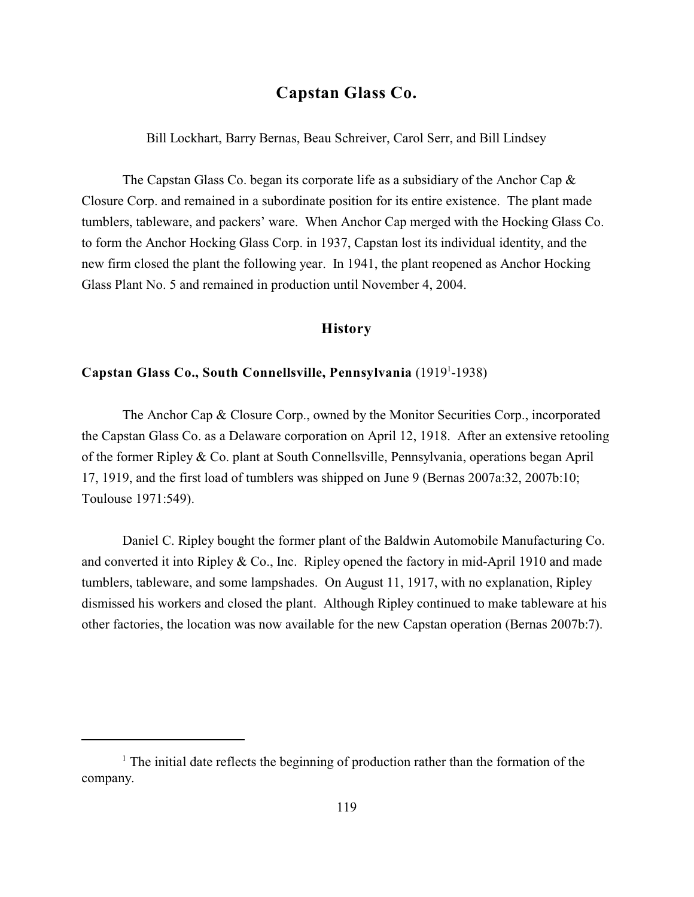# Capstan Glass Co.

Bill Lockhart, Barry Bernas, Beau Schreiver, Carol Serr, and Bill Lindsey

The Capstan Glass Co. began its corporate life as a subsidiary of the Anchor Cap & Closure Corp. and remained in a subordinate position for its entire existence. The plant made tumblers, tableware, and packers' ware. When Anchor Cap merged with the Hocking Glass Co. to form the Anchor Hocking Glass Corp. in 1937, Capstan lost its individual identity, and the new firm closed the plant the following year. In 1941, the plant reopened as Anchor Hocking Glass Plant No. 5 and remained in production until November 4, 2004.

## History

### Capstan Glass Co., South Connellsville, Pennsylvania (1919[1]-1938)

The Anchor Cap & Closure Corp., owned by the Monitor Securities Corp., incorporated the Capstan Glass Co. as a Delaware corporation on April 12, 1918. After an extensive retooling of the former Ripley & Co. plant at South Connellsville, Pennsylvania, operations began April 17, 1919, and the first load of tumblers was shipped on June 9 (Bernas 2007a:32, 2007b:10; Toulouse 1971:549).

Daniel C. Ripley bought the former plant of the Baldwin Automobile Manufacturing Co. and converted it into Ripley & Co., Inc. Ripley opened the factory in mid-April 1910 and made tumblers, tableware, and some lampshades. On August 11, 1917, with no explanation, Ripley dismissed his workers and closed the plant. Although Ripley continued to make tableware at his other factories, the location was now available for the new Capstan operation (Bernas 2007b:7).

[1] The initial date reflects the beginning of production rather than the formation of the company.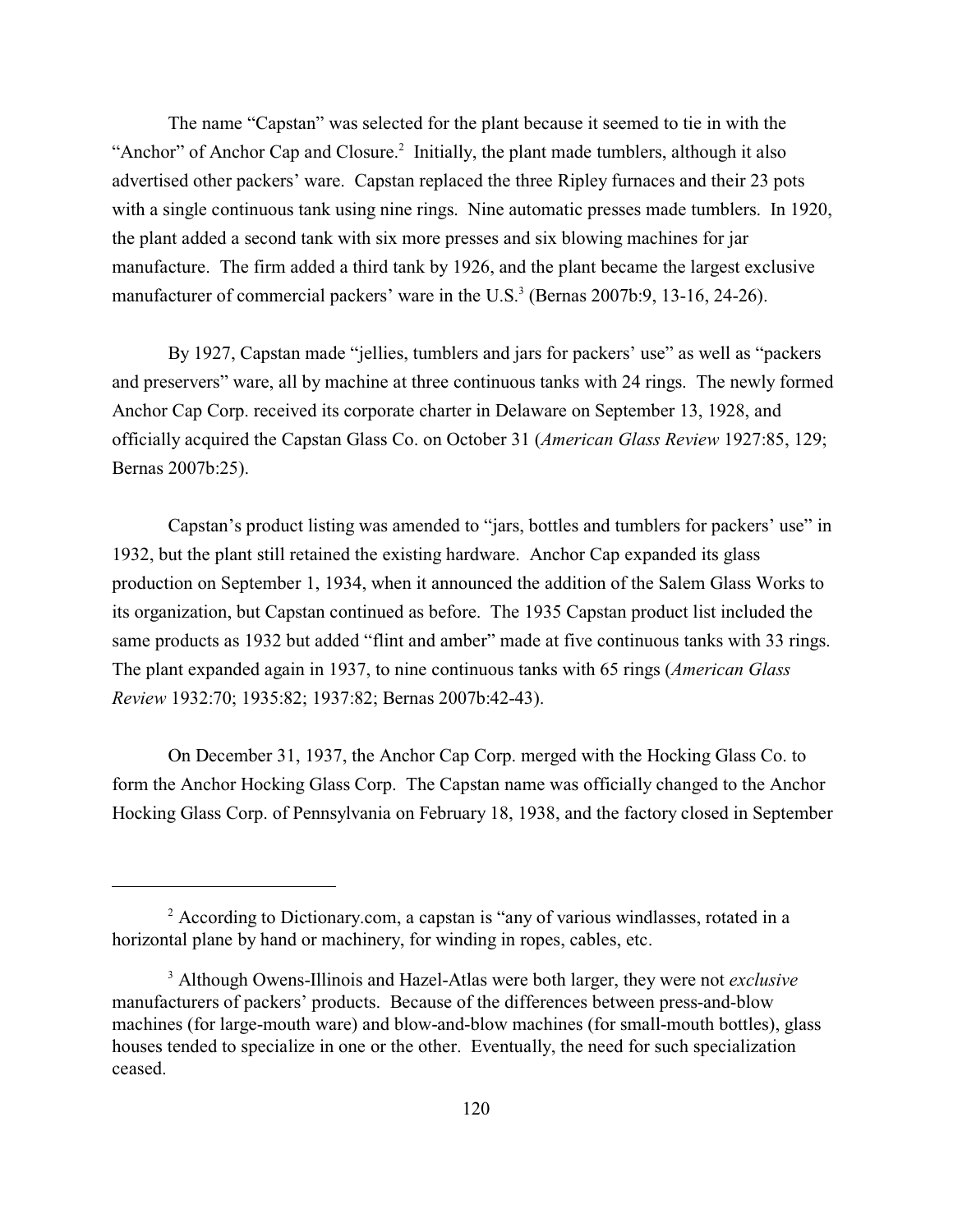The name "Capstan" was selected for the plant because it seemed to tie in with the "Anchor" of Anchor Cap and Closure.[2] Initially, the plant made tumblers, although it also advertised other packers' ware. Capstan replaced the three Ripley furnaces and their 23 pots with a single continuous tank using nine rings. Nine automatic presses made tumblers. In 1920, the plant added a second tank with six more presses and six blowing machines for jar manufacture. The firm added a third tank by 1926, and the plant became the largest exclusive manufacturer of commercial packers' ware in the U.S.[3] (Bernas 2007b:9, 13-16, 24-26).

By 1927, Capstan made "jellies, tumblers and jars for packers' use" as well as "packers and preservers" ware, all by machine at three continuous tanks with 24 rings. The newly formed Anchor Cap Corp. received its corporate charter in Delaware on September 13, 1928, and officially acquired the Capstan Glass Co. on October 31 (*American Glass Review* 1927:85, 129; Bernas 2007b:25).

Capstan's product listing was amended to "jars, bottles and tumblers for packers' use" in 1932, but the plant still retained the existing hardware. Anchor Cap expanded its glass production on September 1, 1934, when it announced the addition of the Salem Glass Works to its organization, but Capstan continued as before. The 1935 Capstan product list included the same products as 1932 but added "flint and amber" made at five continuous tanks with 33 rings. The plant expanded again in 1937, to nine continuous tanks with 65 rings (*American Glass Review* 1932:70; 1935:82; 1937:82; Bernas 2007b:42-43).

On December 31, 1937, the Anchor Cap Corp. merged with the Hocking Glass Co. to form the Anchor Hocking Glass Corp. The Capstan name was officially changed to the Anchor Hocking Glass Corp. of Pennsylvania on February 18, 1938, and the factory closed in September

---

[2] According to Dictionary.com, a capstan is "any of various windlasses, rotated in a horizontal plane by hand or machinery, for winding in ropes, cables, etc.

[3] Although Owens-Illinois and Hazel-Atlas were both larger, they were not *exclusive* manufacturers of packers' products. Because of the differences between press-and-blow machines (for large-mouth ware) and blow-and-blow machines (for small-mouth bottles), glass houses tended to specialize in one or the other. Eventually, the need for such specialization ceased.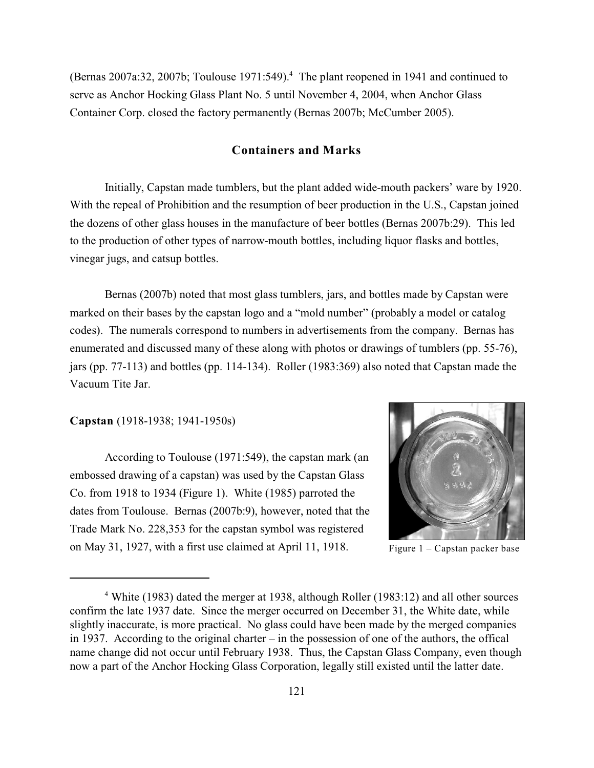(Bernas 2007a:32, 2007b; Toulouse 1971:549).[4] The plant reopened in 1941 and continued to serve as Anchor Hocking Glass Plant No. 5 until November 4, 2004, when Anchor Glass Container Corp. closed the factory permanently (Bernas 2007b; McCumber 2005).

## Containers and Marks

Initially, Capstan made tumblers, but the plant added wide-mouth packers' ware by 1920. With the repeal of Prohibition and the resumption of beer production in the U.S., Capstan joined the dozens of other glass houses in the manufacture of beer bottles (Bernas 2007b:29). This led to the production of other types of narrow-mouth bottles, including liquor flasks and bottles, vinegar jugs, and catsup bottles.

Bernas (2007b) noted that most glass tumblers, jars, and bottles made by Capstan were marked on their bases by the capstan logo and a "mold number" (probably a model or catalog codes). The numerals correspond to numbers in advertisements from the company. Bernas has enumerated and discussed many of these along with photos or drawings of tumblers (pp. 55-76), jars (pp. 77-113) and bottles (pp. 114-134). Roller (1983:369) also noted that Capstan made the Vacuum Tite Jar.

### Capstan (1918-1938; 1941-1950s)

According to Toulouse (1971:549), the capstan mark (an embossed drawing of a capstan) was used by the Capstan Glass Co. from 1918 to 1934 (Figure 1). White (1985) parroted the dates from Toulouse. Bernas (2007b:9), however, noted that the Trade Mark No. 228,353 for the capstan symbol was registered on May 31, 1927, with a first use claimed at April 11, 1918.

Figure 1 – Capstan packer base

[4] White (1983) dated the merger at 1938, although Roller (1983:12) and all other sources confirm the late 1937 date. Since the merger occurred on December 31, the White date, while slightly inaccurate, is more practical. No glass could have been made by the merged companies in 1937. According to the original charter – in the possession of one of the authors, the offical name change did not occur until February 1938. Thus, the Capstan Glass Company, even though now a part of the Anchor Hocking Glass Corporation, legally still existed until the latter date.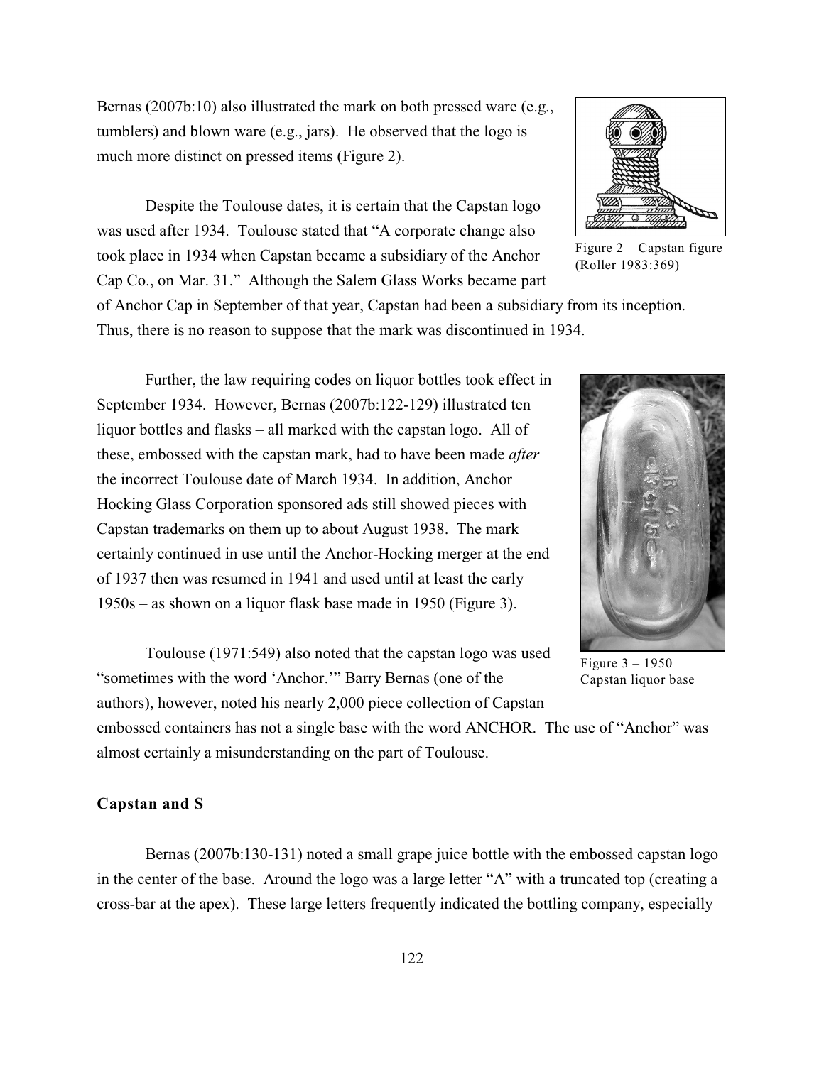Bernas (2007b:10) also illustrated the mark on both pressed ware (e.g., tumblers) and blown ware (e.g., jars). He observed that the logo is much more distinct on pressed items (Figure 2).

Figure 2 – Capstan figure (Roller 1983:369)

Despite the Toulouse dates, it is certain that the Capstan logo was used after 1934. Toulouse stated that "A corporate change also took place in 1934 when Capstan became a subsidiary of the Anchor Cap Co., on Mar. 31." Although the Salem Glass Works became part of Anchor Cap in September of that year, Capstan had been a subsidiary from its inception. Thus, there is no reason to suppose that the mark was discontinued in 1934.

Further, the law requiring codes on liquor bottles took effect in September 1934. However, Bernas (2007b:122-129) illustrated ten liquor bottles and flasks – all marked with the capstan logo. All of these, embossed with the capstan mark, had to have been made *after* the incorrect Toulouse date of March 1934. In addition, Anchor Hocking Glass Corporation sponsored ads still showed pieces with Capstan trademarks on them up to about August 1938. The mark certainly continued in use until the Anchor-Hocking merger at the end of 1937 then was resumed in 1941 and used until at least the early 1950s – as shown on a liquor flask base made in 1950 (Figure 3).

Figure 3 – 1950 Capstan liquor base

Toulouse (1971:549) also noted that the capstan logo was used "sometimes with the word 'Anchor.'" Barry Bernas (one of the authors), however, noted his nearly 2,000 piece collection of Capstan embossed containers has not a single base with the word ANCHOR. The use of "Anchor" was almost certainly a misunderstanding on the part of Toulouse.

### Capstan and S

Bernas (2007b:130-131) noted a small grape juice bottle with the embossed capstan logo in the center of the base. Around the logo was a large letter "A" with a truncated top (creating a cross-bar at the apex). These large letters frequently indicated the bottling company, especially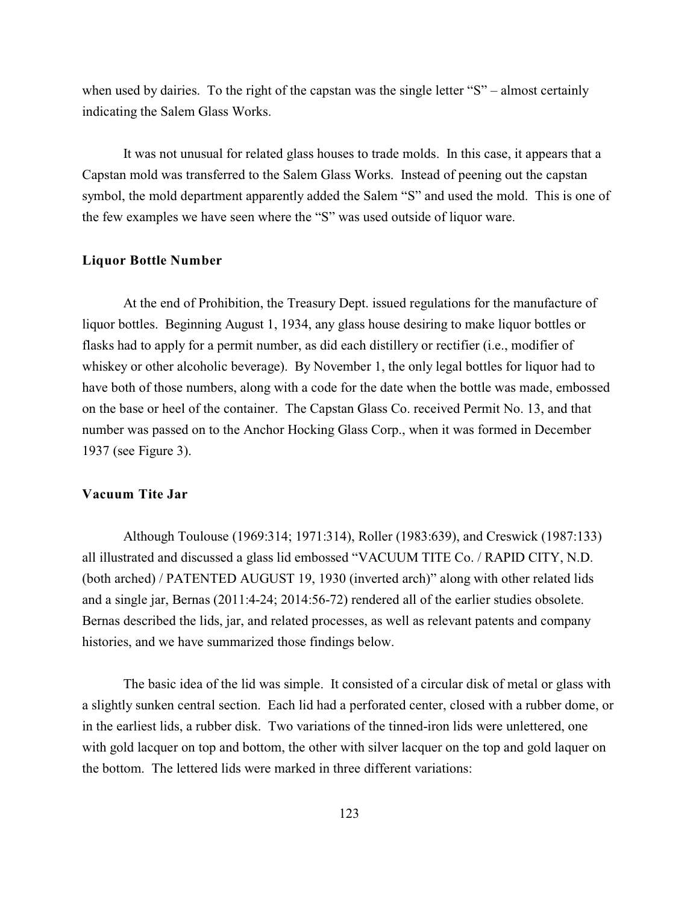when used by dairies. To the right of the capstan was the single letter "S" – almost certainly indicating the Salem Glass Works.

It was not unusual for related glass houses to trade molds. In this case, it appears that a Capstan mold was transferred to the Salem Glass Works. Instead of peening out the capstan symbol, the mold department apparently added the Salem "S" and used the mold. This is one of the few examples we have seen where the "S" was used outside of liquor ware.

### Liquor Bottle Number

At the end of Prohibition, the Treasury Dept. issued regulations for the manufacture of liquor bottles. Beginning August 1, 1934, any glass house desiring to make liquor bottles or flasks had to apply for a permit number, as did each distillery or rectifier (i.e., modifier of whiskey or other alcoholic beverage). By November 1, the only legal bottles for liquor had to have both of those numbers, along with a code for the date when the bottle was made, embossed on the base or heel of the container. The Capstan Glass Co. received Permit No. 13, and that number was passed on to the Anchor Hocking Glass Corp., when it was formed in December 1937 (see Figure 3).

### Vacuum Tite Jar

Although Toulouse (1969:314; 1971:314), Roller (1983:639), and Creswick (1987:133) all illustrated and discussed a glass lid embossed "VACUUM TITE Co. / RAPID CITY, N.D. (both arched) / PATENTED AUGUST 19, 1930 (inverted arch)" along with other related lids and a single jar, Bernas (2011:4-24; 2014:56-72) rendered all of the earlier studies obsolete. Bernas described the lids, jar, and related processes, as well as relevant patents and company histories, and we have summarized those findings below.

The basic idea of the lid was simple. It consisted of a circular disk of metal or glass with a slightly sunken central section. Each lid had a perforated center, closed with a rubber dome, or in the earliest lids, a rubber disk. Two variations of the tinned-iron lids were unlettered, one with gold lacquer on top and bottom, the other with silver lacquer on the top and gold laquer on the bottom. The lettered lids were marked in three different variations: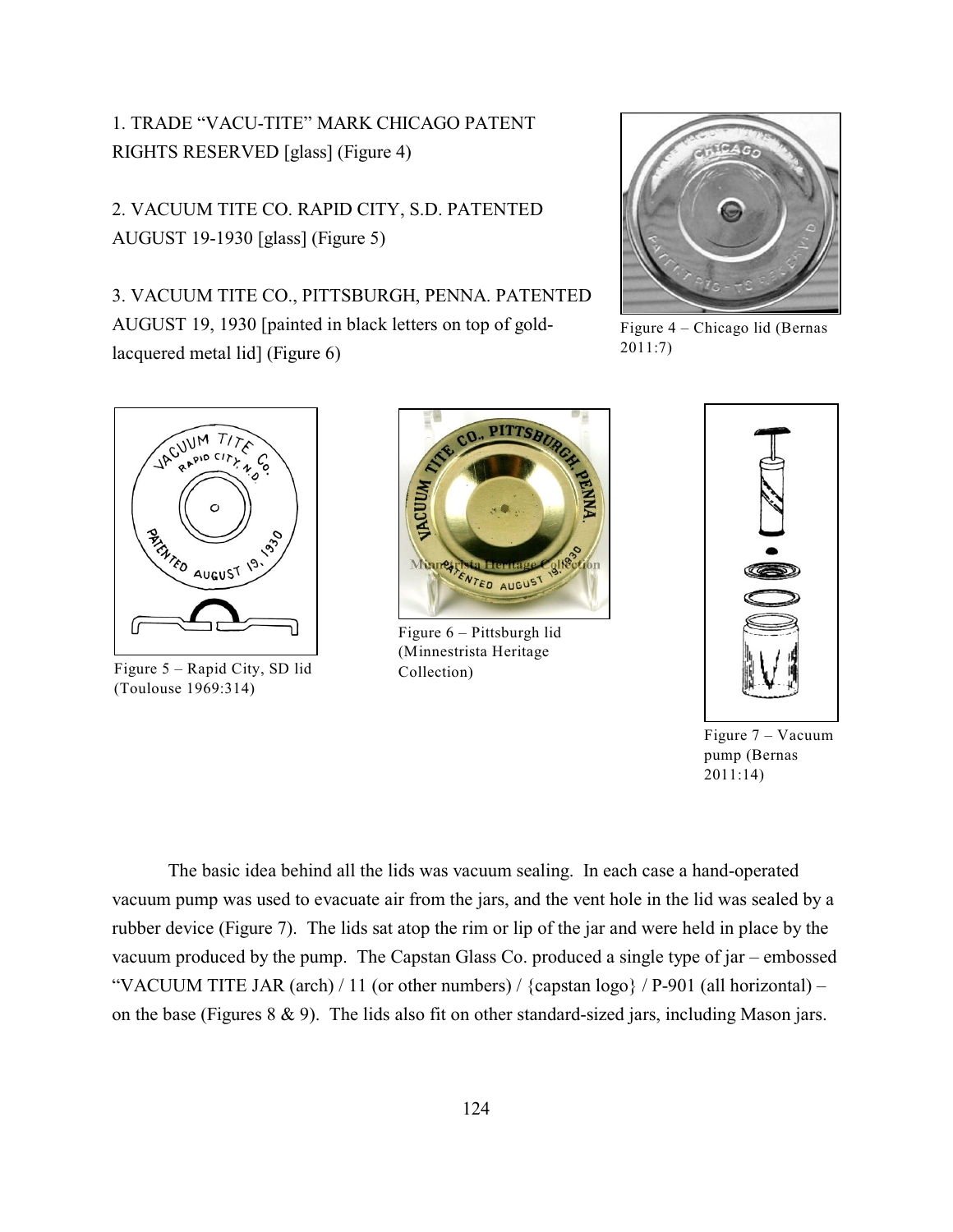1. TRADE “VACU-TITE” MARK CHICAGO PATENT RIGHTS RESERVED [glass] (Figure 4)

2. VACUUM TITE CO. RAPID CITY, S.D. PATENTED AUGUST 19-1930 [glass] (Figure 5)

3. VACUUM TITE CO., PITTSBURGH, PENNA. PATENTED AUGUST 19, 1930 [painted in black letters on top of gold-lacquered metal lid] (Figure 6)

Figure 4 – Chicago lid (Bernas 2011:7)

Figure 5 – Rapid City, SD lid (Toulouse 1969:314)

Figure 6 – Pittsburgh lid (Minnestrista Heritage Collection)

Figure 7 – Vacuum pump (Bernas 2011:14)

The basic idea behind all the lids was vacuum sealing. In each case a hand-operated vacuum pump was used to evacuate air from the jars, and the vent hole in the lid was sealed by a rubber device (Figure 7). The lids sat atop the rim or lip of the jar and were held in place by the vacuum produced by the pump. The Capstan Glass Co. produced a single type of jar – embossed “VACUUM TITE JAR (arch) / 11 (or other numbers) / {capstan logo} / P-901 (all horizontal) – on the base (Figures 8 & 9). The lids also fit on other standard-sized jars, including Mason jars.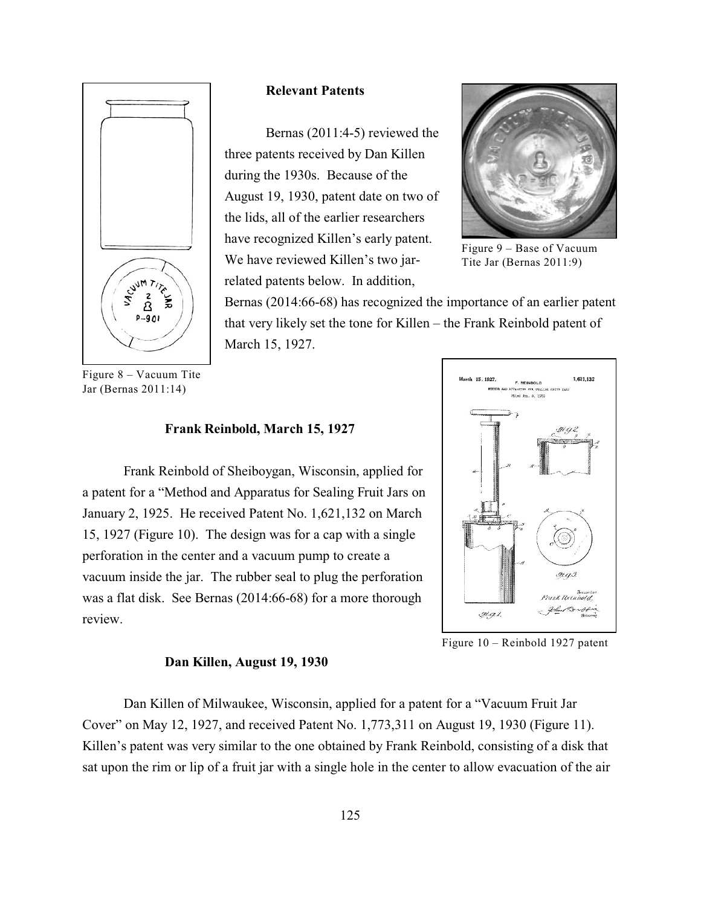### Relevant Patents

Bernas (2011:4-5) reviewed the three patents received by Dan Killen during the 1930s. Because of the August 19, 1930, patent date on two of the lids, all of the earlier researchers have recognized Killen's early patent. We have reviewed Killen's two jar-related patents below. In addition, Bernas (2014:66-68) has recognized the importance of an earlier patent that very likely set the tone for Killen – the Frank Reinbold patent of March 15, 1927.

Figure 8 – Vacuum Tite Jar (Bernas 2011:14)

Figure 9 – Base of Vacuum Tite Jar (Bernas 2011:9)

### Frank Reinbold, March 15, 1927

Frank Reinbold of Sheiboygan, Wisconsin, applied for a patent for a "Method and Apparatus for Sealing Fruit Jars on January 2, 1925. He received Patent No. 1,621,132 on March 15, 1927 (Figure 10). The design was for a cap with a single perforation in the center and a vacuum pump to create a vacuum inside the jar. The rubber seal to plug the perforation was a flat disk. See Bernas (2014:66-68) for a more thorough review.

Figure 10 – Reinbold 1927 patent

### Dan Killen, August 19, 1930

Dan Killen of Milwaukee, Wisconsin, applied for a patent for a "Vacuum Fruit Jar Cover" on May 12, 1927, and received Patent No. 1,773,311 on August 19, 1930 (Figure 11). Killen's patent was very similar to the one obtained by Frank Reinbold, consisting of a disk that sat upon the rim or lip of a fruit jar with a single hole in the center to allow evacuation of the air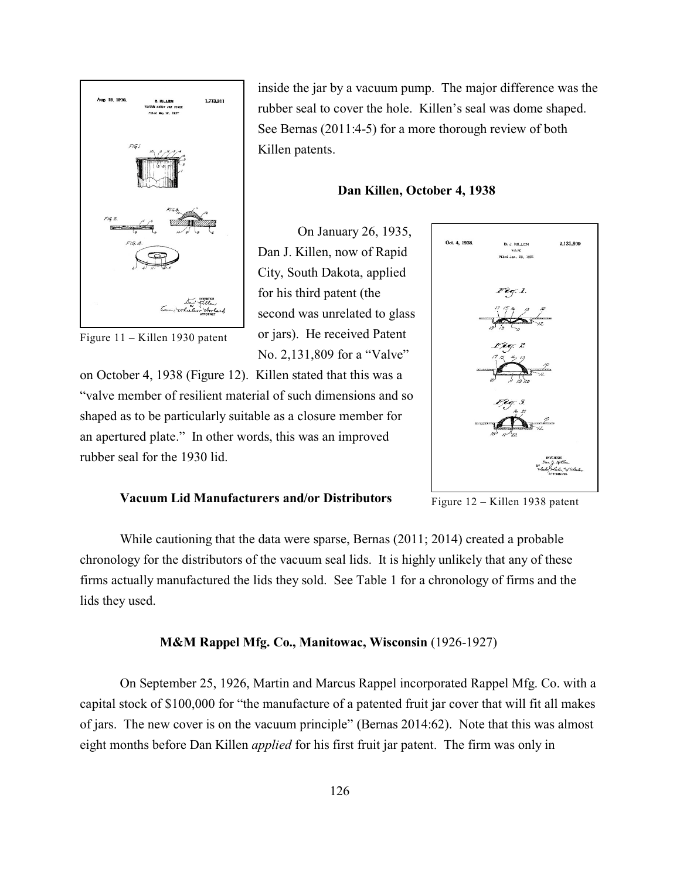inside the jar by a vacuum pump. The major difference was the rubber seal to cover the hole. Killen's seal was dome shaped. See Bernas (2011:4-5) for a more thorough review of both Killen patents.

Figure 11 – Killen 1930 patent

### Dan Killen, October 4, 1938

On January 26, 1935, Dan J. Killen, now of Rapid City, South Dakota, applied for his third patent (the second was unrelated to glass or jars). He received Patent No. 2,131,809 for a "Valve" on October 4, 1938 (Figure 12). Killen stated that this was a "valve member of resilient material of such dimensions and so shaped as to be particularly suitable as a closure member for an apertured plate." In other words, this was an improved rubber seal for the 1930 lid.

Figure 12 – Killen 1938 patent

### Vacuum Lid Manufacturers and/or Distributors

While cautioning that the data were sparse, Bernas (2011; 2014) created a probable chronology for the distributors of the vacuum seal lids. It is highly unlikely that any of these firms actually manufactured the lids they sold. See Table 1 for a chronology of firms and the lids they used.

### **M&M Rappel Mfg. Co., Manitowac, Wisconsin** (1926-1927)

On September 25, 1926, Martin and Marcus Rappel incorporated Rappel Mfg. Co. with a capital stock of $100,000 for "the manufacture of a patented fruit jar cover that will fit all makes of jars. The new cover is on the vacuum principle" (Bernas 2014:62). Note that this was almost eight months before Dan Killen *applied* for his first fruit jar patent. The firm was only in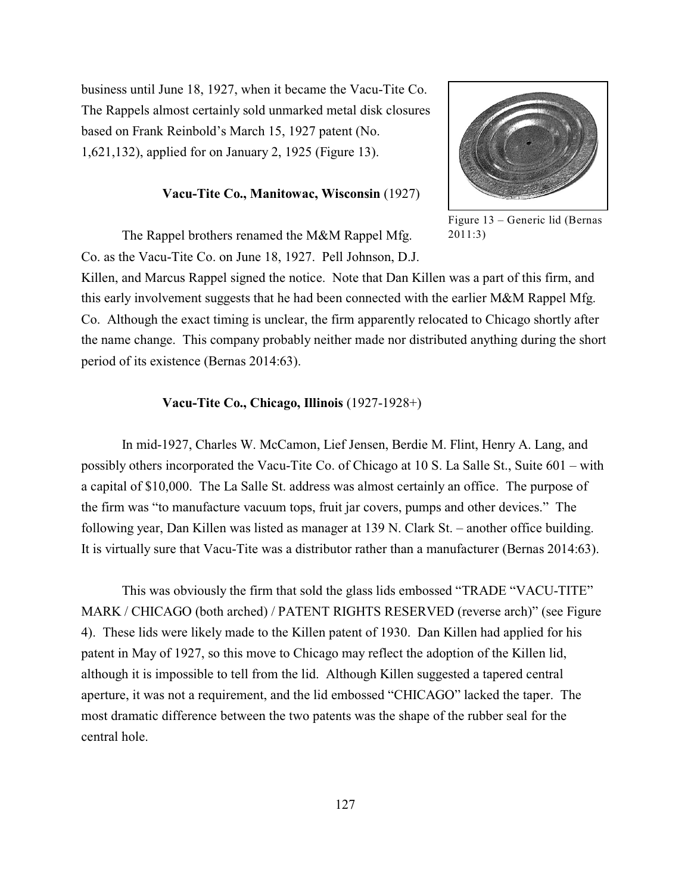business until June 18, 1927, when it became the Vacu-Tite Co. The Rappels almost certainly sold unmarked metal disk closures based on Frank Reinbold's March 15, 1927 patent (No. 1,621,132), applied for on January 2, 1925 (Figure 13).

Figure 13 – Generic lid (Bernas 2011:3)

### **Vacu-Tite Co., Manitowac, Wisconsin** (1927)

The Rappel brothers renamed the M&M Rappel Mfg. Co. as the Vacu-Tite Co. on June 18, 1927. Pell Johnson, D.J. Killen, and Marcus Rappel signed the notice. Note that Dan Killen was a part of this firm, and this early involvement suggests that he had been connected with the earlier M&M Rappel Mfg. Co. Although the exact timing is unclear, the firm apparently relocated to Chicago shortly after the name change. This company probably neither made nor distributed anything during the short period of its existence (Bernas 2014:63).

### **Vacu-Tite Co., Chicago, Illinois** (1927-1928+)

In mid-1927, Charles W. McCamon, Lief Jensen, Berdie M. Flint, Henry A. Lang, and possibly others incorporated the Vacu-Tite Co. of Chicago at 10 S. La Salle St., Suite 601 – with a capital of $10,000. The La Salle St. address was almost certainly an office. The purpose of the firm was "to manufacture vacuum tops, fruit jar covers, pumps and other devices." The following year, Dan Killen was listed as manager at 139 N. Clark St. – another office building. It is virtually sure that Vacu-Tite was a distributor rather than a manufacturer (Bernas 2014:63).

This was obviously the firm that sold the glass lids embossed "TRADE "VACU-TITE" MARK / CHICAGO (both arched) / PATENT RIGHTS RESERVED (reverse arch)" (see Figure 4). These lids were likely made to the Killen patent of 1930. Dan Killen had applied for his patent in May of 1927, so this move to Chicago may reflect the adoption of the Killen lid, although it is impossible to tell from the lid. Although Killen suggested a tapered central aperture, it was not a requirement, and the lid embossed "CHICAGO" lacked the taper. The most dramatic difference between the two patents was the shape of the rubber seal for the central hole.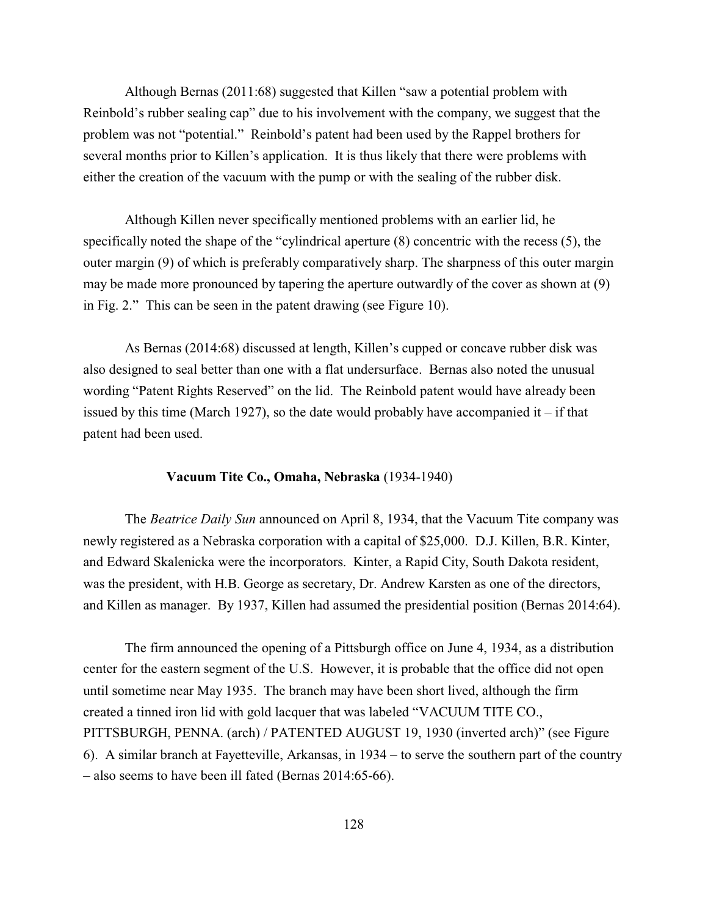Although Bernas (2011:68) suggested that Killen "saw a potential problem with Reinbold's rubber sealing cap" due to his involvement with the company, we suggest that the problem was not "potential." Reinbold's patent had been used by the Rappel brothers for several months prior to Killen's application. It is thus likely that there were problems with either the creation of the vacuum with the pump or with the sealing of the rubber disk.

Although Killen never specifically mentioned problems with an earlier lid, he specifically noted the shape of the "cylindrical aperture (8) concentric with the recess (5), the outer margin (9) of which is preferably comparatively sharp. The sharpness of this outer margin may be made more pronounced by tapering the aperture outwardly of the cover as shown at (9) in Fig. 2." This can be seen in the patent drawing (see Figure 10).

As Bernas (2014:68) discussed at length, Killen's cupped or concave rubber disk was also designed to seal better than one with a flat undersurface. Bernas also noted the unusual wording "Patent Rights Reserved" on the lid. The Reinbold patent would have already been issued by this time (March 1927), so the date would probably have accompanied it – if that patent had been used.

### **Vacuum Tite Co., Omaha, Nebraska** (1934-1940)

The *Beatrice Daily Sun* announced on April 8, 1934, that the Vacuum Tite company was newly registered as a Nebraska corporation with a capital of $25,000. D.J. Killen, B.R. Kinter, and Edward Skalenicka were the incorporators. Kinter, a Rapid City, South Dakota resident, was the president, with H.B. George as secretary, Dr. Andrew Karsten as one of the directors, and Killen as manager. By 1937, Killen had assumed the presidential position (Bernas 2014:64).

The firm announced the opening of a Pittsburgh office on June 4, 1934, as a distribution center for the eastern segment of the U.S. However, it is probable that the office did not open until sometime near May 1935. The branch may have been short lived, although the firm created a tinned iron lid with gold lacquer that was labeled "VACUUM TITE CO., PITTSBURGH, PENNA. (arch) / PATENTED AUGUST 19, 1930 (inverted arch)" (see Figure 6). A similar branch at Fayetteville, Arkansas, in 1934 – to serve the southern part of the country – also seems to have been ill fated (Bernas 2014:65-66).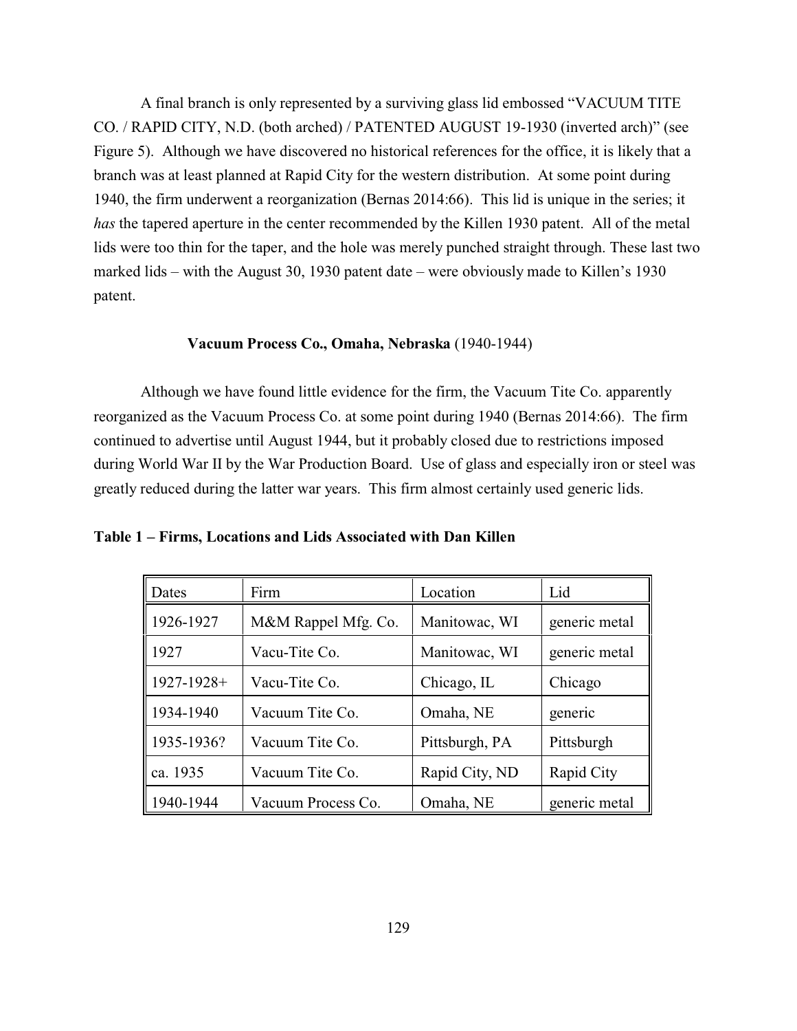A final branch is only represented by a surviving glass lid embossed "VACUUM TITE CO. / RAPID CITY, N.D. (both arched) / PATENTED AUGUST 19-1930 (inverted arch)" (see Figure 5). Although we have discovered no historical references for the office, it is likely that a branch was at least planned at Rapid City for the western distribution. At some point during 1940, the firm underwent a reorganization (Bernas 2014:66). This lid is unique in the series; it *has* the tapered aperture in the center recommended by the Killen 1930 patent. All of the metal lids were too thin for the taper, and the hole was merely punched straight through. These last two marked lids – with the August 30, 1930 patent date – were obviously made to Killen's 1930 patent.

### **Vacuum Process Co., Omaha, Nebraska** (1940-1944)

Although we have found little evidence for the firm, the Vacuum Tite Co. apparently reorganized as the Vacuum Process Co. at some point during 1940 (Bernas 2014:66). The firm continued to advertise until August 1944, but it probably closed due to restrictions imposed during World War II by the War Production Board. Use of glass and especially iron or steel was greatly reduced during the latter war years. This firm almost certainly used generic lids.

**Table 1 – Firms, Locations and Lids Associated with Dan Killen**

| Dates | Firm | Location | Lid |
|---|---|---|---|
| 1926-1927 | M&M Rappel Mfg. Co. | Manitowac, WI | generic metal |
| 1927 | Vacu-Tite Co. | Manitowac, WI | generic metal |
| 1927-1928+ | Vacu-Tite Co. | Chicago, IL | Chicago |
| 1934-1940 | Vacuum Tite Co. | Omaha, NE | generic |
| 1935-1936? | Vacuum Tite Co. | Pittsburgh, PA | Pittsburgh |
| ca. 1935 | Vacuum Tite Co. | Rapid City, ND | Rapid City |
| 1940-1944 | Vacuum Process Co. | Omaha, NE | generic metal |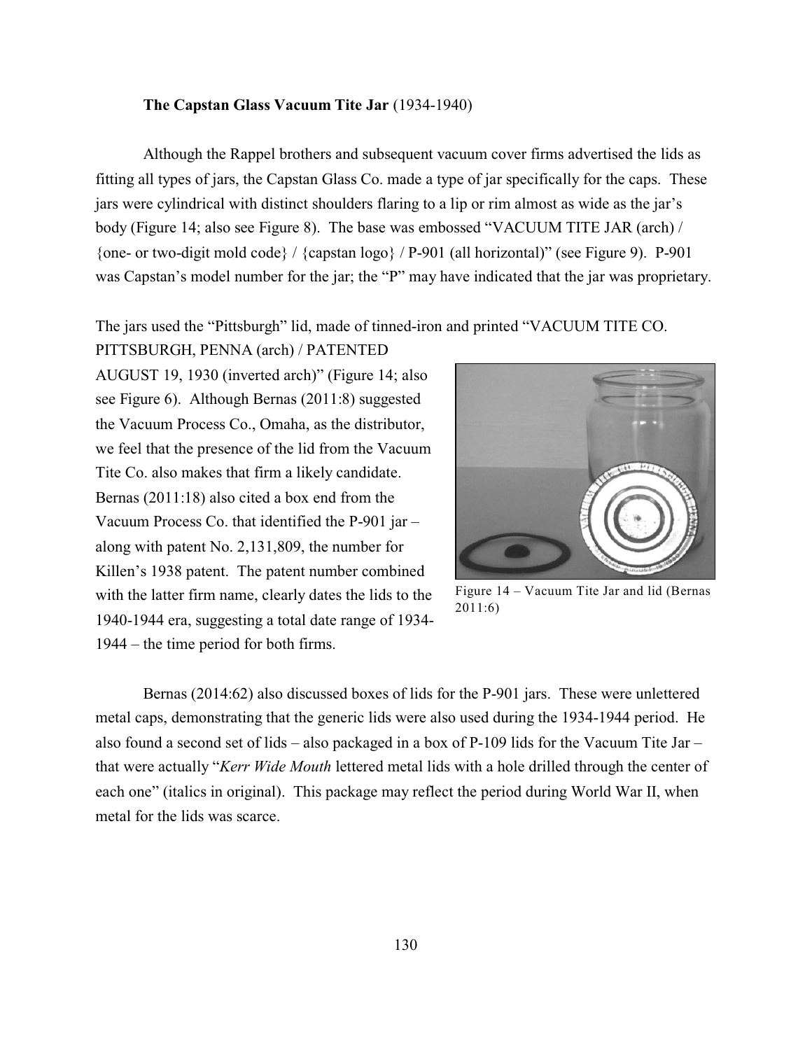**The Capstan Glass Vacuum Tite Jar** (1934-1940)

Although the Rappel brothers and subsequent vacuum cover firms advertised the lids as fitting all types of jars, the Capstan Glass Co. made a type of jar specifically for the caps. These jars were cylindrical with distinct shoulders flaring to a lip or rim almost as wide as the jar's body (Figure 14; also see Figure 8). The base was embossed "VACUUM TITE JAR (arch) / {one- or two-digit mold code} / {capstan logo} / P-901 (all horizontal)" (see Figure 9). P-901 was Capstan's model number for the jar; the "P" may have indicated that the jar was proprietary.

The jars used the "Pittsburgh" lid, made of tinned-iron and printed "VACUUM TITE CO. PITTSBURGH, PENNA (arch) / PATENTED AUGUST 19, 1930 (inverted arch)" (Figure 14; also see Figure 6). Although Bernas (2011:8) suggested the Vacuum Process Co., Omaha, as the distributor, we feel that the presence of the lid from the Vacuum Tite Co. also makes that firm a likely candidate. Bernas (2011:18) also cited a box end from the Vacuum Process Co. that identified the P-901 jar – along with patent No. 2,131,809, the number for Killen's 1938 patent. The patent number combined with the latter firm name, clearly dates the lids to the 1940-1944 era, suggesting a total date range of 1934-1944 – the time period for both firms.

Figure 14 – Vacuum Tite Jar and lid (Bernas 2011:6)

Bernas (2014:62) also discussed boxes of lids for the P-901 jars. These were unlettered metal caps, demonstrating that the generic lids were also used during the 1934-1944 period. He also found a second set of lids – also packaged in a box of P-109 lids for the Vacuum Tite Jar – that were actually "*Kerr Wide Mouth* lettered metal lids with a hole drilled through the center of each one" (italics in original). This package may reflect the period during World War II, when metal for the lids was scarce.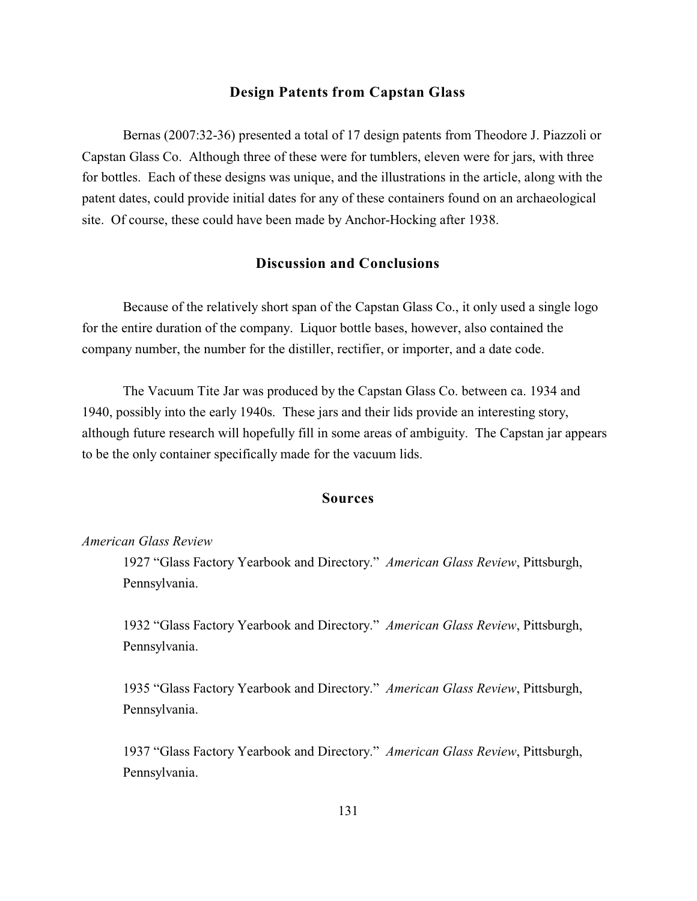## Design Patents from Capstan Glass

Bernas (2007:32-36) presented a total of 17 design patents from Theodore J. Piazzoli or Capstan Glass Co. Although three of these were for tumblers, eleven were for jars, with three for bottles. Each of these designs was unique, and the illustrations in the article, along with the patent dates, could provide initial dates for any of these containers found on an archaeological site. Of course, these could have been made by Anchor-Hocking after 1938.

## Discussion and Conclusions

Because of the relatively short span of the Capstan Glass Co., it only used a single logo for the entire duration of the company. Liquor bottle bases, however, also contained the company number, the number for the distiller, rectifier, or importer, and a date code.

The Vacuum Tite Jar was produced by the Capstan Glass Co. between ca. 1934 and 1940, possibly into the early 1940s. These jars and their lids provide an interesting story, although future research will hopefully fill in some areas of ambiguity. The Capstan jar appears to be the only container specifically made for the vacuum lids.

## Sources

*American Glass Review*

1927 "Glass Factory Yearbook and Directory." *American Glass Review*, Pittsburgh, Pennsylvania.

1932 "Glass Factory Yearbook and Directory." *American Glass Review*, Pittsburgh, Pennsylvania.

1935 "Glass Factory Yearbook and Directory." *American Glass Review*, Pittsburgh, Pennsylvania.

1937 "Glass Factory Yearbook and Directory." *American Glass Review*, Pittsburgh, Pennsylvania.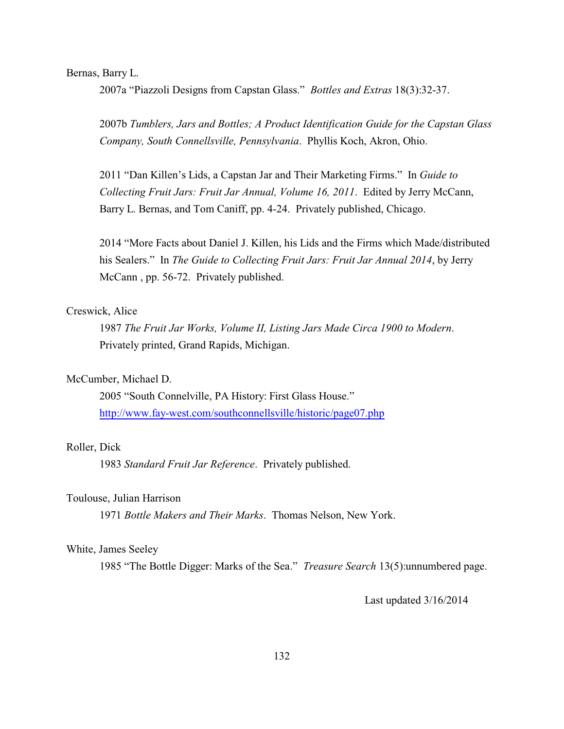Bernas, Barry L.

2007a "Piazzoli Designs from Capstan Glass." *Bottles and Extras* 18(3):32-37.

2007b *Tumblers, Jars and Bottles; A Product Identification Guide for the Capstan Glass Company, South Connellsville, Pennsylvania*. Phyllis Koch, Akron, Ohio.

2011 "Dan Killen's Lids, a Capstan Jar and Their Marketing Firms." In *Guide to Collecting Fruit Jars: Fruit Jar Annual, Volume 16, 2011*. Edited by Jerry McCann, Barry L. Bernas, and Tom Caniff, pp. 4-24. Privately published, Chicago.

2014 "More Facts about Daniel J. Killen, his Lids and the Firms which Made/distributed his Sealers." In *The Guide to Collecting Fruit Jars: Fruit Jar Annual 2014*, by Jerry McCann , pp. 56-72. Privately published.

Creswick, Alice

1987 *The Fruit Jar Works, Volume II, Listing Jars Made Circa 1900 to Modern*. Privately printed, Grand Rapids, Michigan.

McCumber, Michael D.

2005 "South Connelville, PA History: First Glass House." [http://www.fay-west.com/southconnellsville/historic/page07.php](http://www.fay-west.com/southconnellsville/historic/page07.php)

Roller, Dick

1983 *Standard Fruit Jar Reference*. Privately published.

Toulouse, Julian Harrison

1971 *Bottle Makers and Their Marks*. Thomas Nelson, New York.

White, James Seeley

1985 "The Bottle Digger: Marks of the Sea." *Treasure Search* 13(5):unnumbered page.

Last updated 3/16/2014